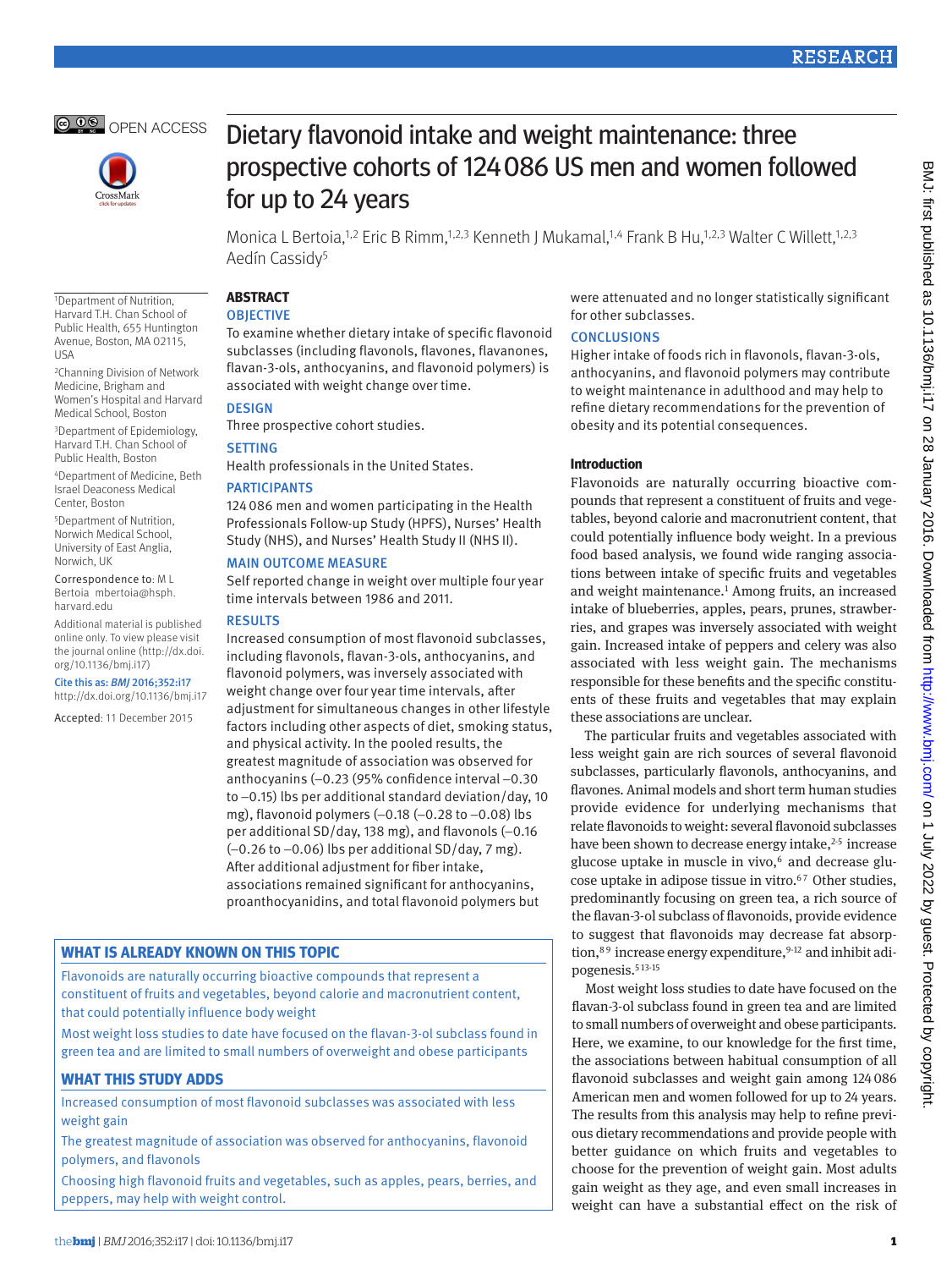OPEN ACCESS

# Dietary flavonoid intake and weight maintenance: three prospective cohorts of 124 086 US men and women followed for up to 24 years

Monica L Bertoia,[1,2] Eric B Rimm,[1,2,3] Kenneth J Mukamal,[1,4] Frank B Hu,[1,2,3] Walter C Willett,[1,2,3] Aedín Cassidy[5]

[1]Department of Nutrition, Harvard T.H. Chan School of Public Health, 655 Huntington Avenue, Boston, MA 02115, USA

[2]Channing Division of Network Medicine, Brigham and Women's Hospital and Harvard Medical School, Boston

[3]Department of Epidemiology, Harvard T.H. Chan School of Public Health, Boston

[4]Department of Medicine, Beth Israel Deaconess Medical Center, Boston

[5]Department of Nutrition, Norwich Medical School, University of East Anglia, Norwich, UK

Correspondence to: M L Bertoia mbertoia@hsph.harvard.edu

Additional material is published online only. To view please visit the journal online (http://dx.doi.org/10.1136/bmj.i17)

Cite this as: *BMJ* 2016;352:i17 http://dx.doi.org/10.1136/bmj.i17

Accepted: 11 December 2015

## ABSTRACT

### OBJECTIVE

To examine whether dietary intake of specific flavonoid subclasses (including flavonols, flavones, flavanones, flavan-3-ols, anthocyanins, and flavonoid polymers) is associated with weight change over time.

### DESIGN

Three prospective cohort studies.

### SETTING

Health professionals in the United States.

### PARTICIPANTS

124 086 men and women participating in the Health Professionals Follow-up Study (HPFS), Nurses' Health Study (NHS), and Nurses' Health Study II (NHS II).

### MAIN OUTCOME MEASURE

Self reported change in weight over multiple four year time intervals between 1986 and 2011.

### RESULTS

Increased consumption of most flavonoid subclasses, including flavonols, flavan-3-ols, anthocyanins, and flavonoid polymers, was inversely associated with weight change over four year time intervals, after adjustment for simultaneous changes in other lifestyle factors including other aspects of diet, smoking status, and physical activity. In the pooled results, the greatest magnitude of association was observed for anthocyanins (−0.23 (95% confidence interval −0.30 to −0.15) lbs per additional standard deviation/day, 10 mg), flavonoid polymers (−0.18 (−0.28 to −0.08) lbs per additional SD/day, 138 mg), and flavonols (−0.16 (−0.26 to −0.06) lbs per additional SD/day, 7 mg). After additional adjustment for fiber intake, associations remained significant for anthocyanins, proanthocyanidins, and total flavonoid polymers but were attenuated and no longer statistically significant for other subclasses.

### CONCLUSIONS

Higher intake of foods rich in flavonols, flavan-3-ols, anthocyanins, and flavonoid polymers may contribute to weight maintenance in adulthood and may help to refine dietary recommendations for the prevention of obesity and its potential consequences.

## WHAT IS ALREADY KNOWN ON THIS TOPIC

Flavonoids are naturally occurring bioactive compounds that represent a constituent of fruits and vegetables, beyond calorie and macronutrient content, that could potentially influence body weight

Most weight loss studies to date have focused on the flavan-3-ol subclass found in green tea and are limited to small numbers of overweight and obese participants

## WHAT THIS STUDY ADDS

Increased consumption of most flavonoid subclasses was associated with less weight gain

The greatest magnitude of association was observed for anthocyanins, flavonoid polymers, and flavonols

Choosing high flavonoid fruits and vegetables, such as apples, pears, berries, and peppers, may help with weight control.

## Introduction

Flavonoids are naturally occurring bioactive compounds that represent a constituent of fruits and vegetables, beyond calorie and macronutrient content, that could potentially influence body weight. In a previous food based analysis, we found wide ranging associations between intake of specific fruits and vegetables and weight maintenance.[1] Among fruits, an increased intake of blueberries, apples, pears, prunes, strawberries, and grapes was inversely associated with weight gain. Increased intake of peppers and celery was also associated with less weight gain. The mechanisms responsible for these benefits and the specific constituents of these fruits and vegetables that may explain these associations are unclear.

The particular fruits and vegetables associated with less weight gain are rich sources of several flavonoid subclasses, particularly flavonols, anthocyanins, and flavones. Animal models and short term human studies provide evidence for underlying mechanisms that relate flavonoids to weight: several flavonoid subclasses have been shown to decrease energy intake,[2-5] increase glucose uptake in muscle in vivo,[6] and decrease glucose uptake in adipose tissue in vitro.[6,7] Other studies, predominantly focusing on green tea, a rich source of the flavan-3-ol subclass of flavonoids, provide evidence to suggest that flavonoids may decrease fat absorption,[8,9] increase energy expenditure,[9-12] and inhibit adipogenesis.[5,13-15]

Most weight loss studies to date have focused on the flavan-3-ol subclass found in green tea and are limited to small numbers of overweight and obese participants. Here, we examine, to our knowledge for the first time, the associations between habitual consumption of all flavonoid subclasses and weight gain among 124 086 American men and women followed for up to 24 years. The results from this analysis may help to refine previous dietary recommendations and provide people with better guidance on which fruits and vegetables to choose for the prevention of weight gain. Most adults gain weight as they age, and even small increases in weight can have a substantial effect on the risk of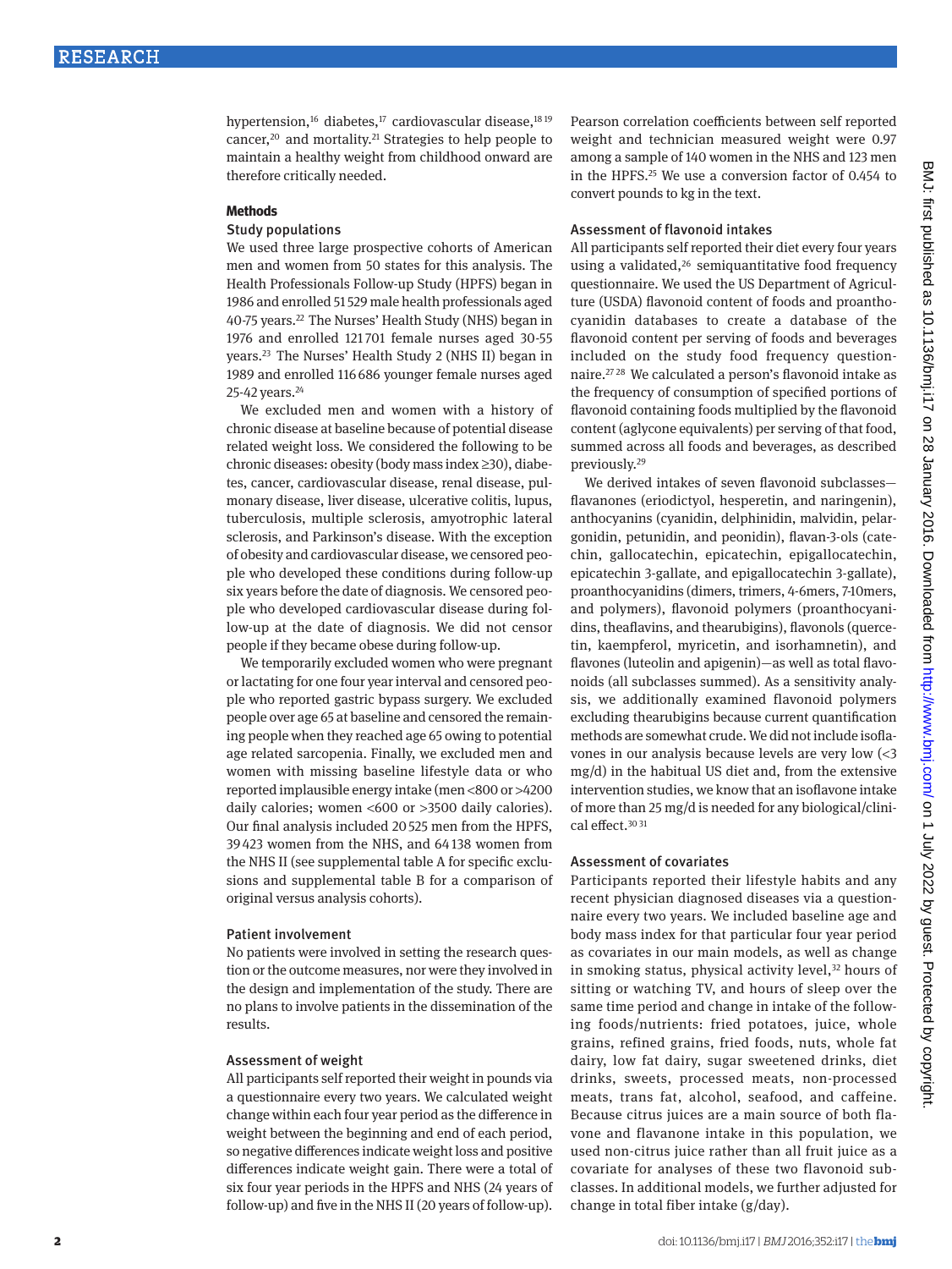hypertension,[16] diabetes,[17] cardiovascular disease,[18 19] cancer,[20] and mortality.[21] Strategies to help people to maintain a healthy weight from childhood onward are therefore critically needed.

## Methods

### Study populations

We used three large prospective cohorts of American men and women from 50 states for this analysis. The Health Professionals Follow-up Study (HPFS) began in 1986 and enrolled 51 529 male health professionals aged 40-75 years.[22] The Nurses' Health Study (NHS) began in 1976 and enrolled 121 701 female nurses aged 30-55 years.[23] The Nurses' Health Study 2 (NHS II) began in 1989 and enrolled 116 686 younger female nurses aged 25-42 years.[24]

We excluded men and women with a history of chronic disease at baseline because of potential disease related weight loss. We considered the following to be chronic diseases: obesity (body mass index ≥30), diabetes, cancer, cardiovascular disease, renal disease, pulmonary disease, liver disease, ulcerative colitis, lupus, tuberculosis, multiple sclerosis, amyotrophic lateral sclerosis, and Parkinson's disease. With the exception of obesity and cardiovascular disease, we censored people who developed these conditions during follow-up six years before the date of diagnosis. We censored people who developed cardiovascular disease during follow-up at the date of diagnosis. We did not censor people if they became obese during follow-up.

We temporarily excluded women who were pregnant or lactating for one four year interval and censored people who reported gastric bypass surgery. We excluded people over age 65 at baseline and censored the remaining people when they reached age 65 owing to potential age related sarcopenia. Finally, we excluded men and women with missing baseline lifestyle data or who reported implausible energy intake (men <800 or >4200 daily calories; women <600 or >3500 daily calories). Our final analysis included 20 525 men from the HPFS, 39 423 women from the NHS, and 64 138 women from the NHS II (see supplemental table A for specific exclusions and supplemental table B for a comparison of original versus analysis cohorts).

### Patient involvement

No patients were involved in setting the research question or the outcome measures, nor were they involved in the design and implementation of the study. There are no plans to involve patients in the dissemination of the results.

### Assessment of weight

All participants self reported their weight in pounds via a questionnaire every two years. We calculated weight change within each four year period as the difference in weight between the beginning and end of each period, so negative differences indicate weight loss and positive differences indicate weight gain. There were a total of six four year periods in the HPFS and NHS (24 years of follow-up) and five in the NHS II (20 years of follow-up). Pearson correlation coefficients between self reported weight and technician measured weight were 0.97 among a sample of 140 women in the NHS and 123 men in the HPFS.[25] We use a conversion factor of 0.454 to convert pounds to kg in the text.

### Assessment of flavonoid intakes

All participants self reported their diet every four years using a validated,[26] semiquantitative food frequency questionnaire. We used the US Department of Agriculture (USDA) flavonoid content of foods and proanthocyanidin databases to create a database of the flavonoid content per serving of foods and beverages included on the study food frequency questionnaire.[27 28] We calculated a person's flavonoid intake as the frequency of consumption of specified portions of flavonoid containing foods multiplied by the flavonoid content (aglycone equivalents) per serving of that food, summed across all foods and beverages, as described previously.[29]

We derived intakes of seven flavonoid subclasses—flavanones (eriodictyol, hesperetin, and naringenin), anthocyanins (cyanidin, delphinidin, malvidin, pelargonidin, petunidin, and peonidin), flavan-3-ols (catechin, gallocatechin, epicatechin, epigallocatechin, epicatechin 3-gallate, and epigallocatechin 3-gallate), proanthocyanidins (dimers, trimers, 4-6mers, 7-10mers, and polymers), flavonoid polymers (proanthocyanidins, theaflavins, and thearubigins), flavonols (quercetin, kaempferol, myricetin, and isorhamnetin), and flavones (luteolin and apigenin)—as well as total flavonoids (all subclasses summed). As a sensitivity analysis, we additionally examined flavonoid polymers excluding thearubigins because current quantification methods are somewhat crude. We did not include isoflavones in our analysis because levels are very low (<3 mg/d) in the habitual US diet and, from the extensive intervention studies, we know that an isoflavone intake of more than 25 mg/d is needed for any biological/clinical effect.[30 31]

### Assessment of covariates

Participants reported their lifestyle habits and any recent physician diagnosed diseases via a questionnaire every two years. We included baseline age and body mass index for that particular four year period as covariates in our main models, as well as change in smoking status, physical activity level,[32] hours of sitting or watching TV, and hours of sleep over the same time period and change in intake of the following foods/nutrients: fried potatoes, juice, whole grains, refined grains, fried foods, nuts, whole fat dairy, low fat dairy, sugar sweetened drinks, diet drinks, sweets, processed meats, non-processed meats, trans fat, alcohol, seafood, and caffeine. Because citrus juices are a main source of both flavone and flavanone intake in this population, we used non-citrus juice rather than all fruit juice as a covariate for analyses of these two flavonoid subclasses. In additional models, we further adjusted for change in total fiber intake (g/day).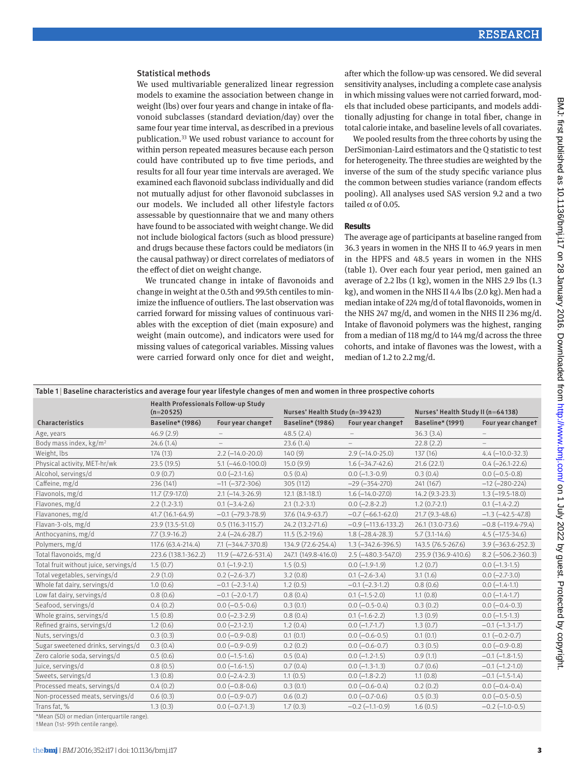### Statistical methods

We used multivariable generalized linear regression models to examine the association between change in weight (lbs) over four years and change in intake of flavonoid subclasses (standard deviation/day) over the same four year time interval, as described in a previous publication.[33] We used robust variance to account for within person repeated measures because each person could have contributed up to five time periods, and results for all four year time intervals are averaged. We examined each flavonoid subclass individually and did not mutually adjust for other flavonoid subclasses in our models. We included all other lifestyle factors assessable by questionnaire that we and many others have found to be associated with weight change. We did not include biological factors (such as blood pressure) and drugs because these factors could be mediators (in the causal pathway) or direct correlates of mediators of the effect of diet on weight change.

We truncated change in intake of flavonoids and change in weight at the 0.5th and 99.5th centiles to minimize the influence of outliers. The last observation was carried forward for missing values of continuous variables with the exception of diet (main exposure) and weight (main outcome), and indicators were used for missing values of categorical variables. Missing values were carried forward only once for diet and weight, after which the follow-up was censored. We did several sensitivity analyses, including a complete case analysis in which missing values were not carried forward, models that included obese participants, and models additionally adjusting for change in total fiber, change in total calorie intake, and baseline levels of all covariates.

We pooled results from the three cohorts by using the DerSimonian-Laird estimators and the Q statistic to test for heterogeneity. The three studies are weighted by the inverse of the sum of the study specific variance plus the common between studies variance (random effects pooling). All analyses used SAS version 9.2 and a two tailed α of 0.05.

### Results

The average age of participants at baseline ranged from 36.3 years in women in the NHS II to 46.9 years in men in the HPFS and 48.5 years in women in the NHS (table 1). Over each four year period, men gained an average of 2.2 lbs (1 kg), women in the NHS 2.9 lbs (1.3 kg), and women in the NHS II 4.4 lbs (2.0 kg). Men had a median intake of 224 mg/d of total flavonoids, women in the NHS 247 mg/d, and women in the NHS II 236 mg/d. Intake of flavonoid polymers was the highest, ranging from a median of 118 mg/d to 144 mg/d across the three cohorts, and intake of flavones was the lowest, with a median of 1.2 to 2.2 mg/d.

**Table 1 | Baseline characteristics and average four year lifestyle changes of men and women in three prospective cohorts**

| | Health Professionals Follow-up Study (n=20 525) | | Nurses' Health Study (n=39 423) | | Nurses' Health Study II (n=64 138) | |
|---|---|---|---|---|---|---|
| Characteristics | Baseline* (1986) | Four year change† | Baseline* (1986) | Four year change† | Baseline* (1991) | Four year change† |
| Age, years | 46.9 (2.9) | – | 48.5 (2.4) | – | 36.3 (3.4) | – |
| Body mass index, kg/m² | 24.6 (1.4) | – | 23.6 (1.4) | – | 22.8 (2.2) | – |
| Weight, lbs | 174 (13) | 2.2 (−14.0-20.0) | 140 (9) | 2.9 (−14.0-25.0) | 137 (16) | 4.4 (−10.0-32.3) |
| Physical activity, MET-hr/wk | 23.5 (19.5) | 5.1 (−46.0-100.0) | 15.0 (9.9) | 1.6 (−34.7-42.6) | 21.6 (22.1) | 0.4 (−26.1-22.6) |
| Alcohol, servings/d | 0.9 (0.7) | 0.0 (−2.1-1.6) | 0.5 (0.4) | 0.0 (−1.3-0.9) | 0.3 (0.4) | 0.0 (−0.5-0.8) |
| Caffeine, mg/d | 236 (141) | −11 (−372-306) | 305 (112) | −29 (−354-270) | 241 (167) | −12 (−280-224) |
| Flavonols, mg/d | 11.7 (7.9-17.0) | 2.1 (−14.3-26.9) | 12.1 (8.1-18.1) | 1.6 (−14.0-27.0) | 14.2 (9.3-23.3) | 1.3 (−19.5-18.0) |
| Flavones, mg/d | 2.2 (1.2-3.1) | 0.1 (−3.4-2.6) | 2.1 (1.2-3.1) | 0.0 (−2.8-2.2) | 1.2 (0.7-2.1) | 0.1 (−1.4-2.2) |
| Flavanones, mg/d | 41.7 (16.1-64.9) | −0.1 (−79.3-78.9) | 37.6 (14.9-63.7) | −0.7 (−66.1-62.0) | 21.7 (9.3-48.6) | −1.3 (−42.5-47.8) |
| Flavan-3-ols, mg/d | 23.9 (13.5-51.0) | 0.5 (116.3-115.7) | 24.2 (13.2-71.6) | −0.9 (−113.6-133.2) | 26.1 (13.0-73.6) | −0.8 (−119.4-79.4) |
| Anthocyanins, mg/d | 7.7 (3.9-16.2) | 2.4 (−24.6-28.7) | 11.5 (5.2-19.6) | 1.8 (−28.4-28.3) | 5.7 (3.1-14.6) | 4.5 (−17.5-34.6) |
| Polymers, mg/d | 117.6 (63.4-214.4) | 7.1 (−344.7-370.8) | 134.9 (72.6-254.4) | 1.3 (−342.6-396.5) | 143.5 (76.5-267.6) | 3.9 (−363.6-252.3) |
| Total flavonoids, mg/d | 223.6 (138.1-362.2) | 11.9 (−472.6-531.4) | 247.1 (149.8-416.0) | 2.5 (−480.3-547.0) | 235.9 (136.9-410.6) | 8.2 (−506.2-360.3) |
| Total fruit without juice, servings/d | 1.5 (0.7) | 0.1 (−1.9-2.1) | 1.5 (0.5) | 0.0 (−1.9-1.9) | 1.2 (0.7) | 0.0 (−1.3-1.5) |
| Total vegetables, servings/d | 2.9 (1.0) | 0.2 (−2.6-3.7) | 3.2 (0.8) | 0.1 (−2.6-3.4) | 3.1 (1.6) | 0.0 (−2.7-3.0) |
| Whole fat dairy, servings/d | 1.0 (0.6) | −0.1 (−2.3-1.4) | 1.2 (0.5) | −0.1 (−2.3-1.2) | 0.8 (0.6) | 0.0 (−1.4-1.1) |
| Low fat dairy, servings/d | 0.8 (0.6) | −0.1 (−2.0-1.7) | 0.8 (0.4) | 0.1 (−1.5-2.0) | 1.1 (0.8) | 0.0 (−1.4-1.7) |
| Seafood, servings/d | 0.4 (0.2) | 0.0 (−0.5-0.6) | 0.3 (0.1) | 0.0 (−0.5-0.4) | 0.3 (0.2) | 0.0 (−0.4-0.3) |
| Whole grains, servings/d | 1.5 (0.8) | 0.0 (−2.3-2.9) | 0.8 (0.4) | 0.1 (−1.6-2.2) | 1.3 (0.9) | 0.0 (−1.5-1.3) |
| Refined grains, servings/d | 1.2 (0.6) | 0.0 (−2.1-2.1) | 1.2 (0.4) | 0.0 (−1.7-1.7) | 1.3 (0.7) | −0.1 (−1.3-1.7) |
| Nuts, servings/d | 0.3 (0.3) | 0.0 (−0.9-0.8) | 0.1 (0.1) | 0.0 (−0.6-0.5) | 0.1 (0.1) | 0.1 (−0.2-0.7) |
| Sugar sweetened drinks, servings/d | 0.3 (0.4) | 0.0 (−0.9-0.9) | 0.2 (0.2) | 0.0 (−0.6-0.7) | 0.3 (0.5) | 0.0 (−0.9-0.8) |
| Zero calorie soda, servings/d | 0.5 (0.6) | 0.0 (−1.5-1.6) | 0.5 (0.4) | 0.0 (−1.2-1.5) | 0.9 (1.1) | −0.1 (−1.8-1.5) |
| Juice, servings/d | 0.8 (0.5) | 0.0 (−1.6-1.5) | 0.7 (0.4) | 0.0 (−1.3-1.3) | 0.7 (0.6) | −0.1 (−1.2-1.0) |
| Sweets, servings/d | 1.3 (0.8) | 0.0 (−2.4-2.3) | 1.1 (0.5) | 0.0 (−1.8-2.2) | 1.1 (0.8) | −0.1 (−1.5-1.4) |
| Processed meats, servings/d | 0.4 (0.2) | 0.0 (−0.8-0.6) | 0.3 (0.1) | 0.0 (−0.6-0.4) | 0.2 (0.2) | 0.0 (−0.4-0.4) |
| Non-processed meats, servings/d | 0.6 (0.3) | 0.0 (−0.9-0.7) | 0.6 (0.2) | 0.0 (−0.7-0.6) | 0.5 (0.3) | 0.0 (−0.5-0.5) |
| Trans fat, % | 1.3 (0.3) | 0.0 (−0.7-1.3) | 1.7 (0.3) | −0.2 (−1.1-0.9) | 1.6 (0.5) | −0.2 (−1.0-0.5) |

*Mean (SD) or median (interquartile range).
†Mean (1st- 99th centile range).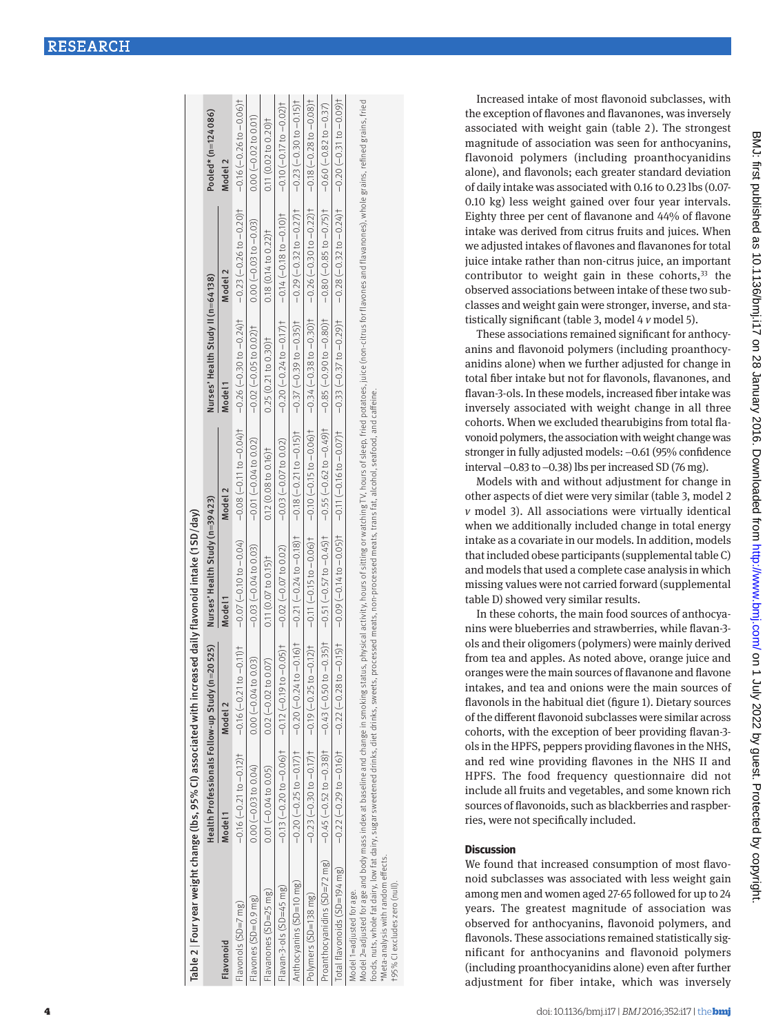Table 2 | Four year weight change (lbs, 95% CI) associated with increased daily flavonoid intake (1 SD/day)

| Flavonoid | Health Professionals Follow-up Study (n=20 525) | | Nurses' Health Study (n=39 423) | | Nurses' Health Study II (n=64 138) | | Pooled* (n=124 086) |
|---|---|---|---|---|---|---|---|
| | Model 1 | Model 2 | Model 1 | Model 2 | Model 1 | Model 2 | Model 2 |
| Flavonols (SD=7 mg) | −0.16 (−0.21 to −0.12)† | −0.16 (−0.21 to −0.11)† | −0.07 (−0.10 to −0.04) | −0.08 (−0.11 to −0.04)† | −0.26 (−0.30 to −0.24)† | −0.23 (−0.26 to −0.20)† | −0.16 (−0.26 to −0.06)† |
| Flavones (SD=0.9 mg) | 0.00 (−0.03 to 0.04) | 0.00 (−0.04 to 0.03) | −0.03 (−0.04 to 0.03) | −0.01 (−0.04 to 0.02) | −0.02 (−0.05 to 0.02)† | 0.00 (−0.03 to −0.03) | 0.00 (−0.02 to 0.01) |
| Flavanones (SD=25 mg) | 0.01 (−0.04 to 0.05) | 0.02 (−0.02 to 0.07) | 0.11 (0.07 to 0.15)† | 0.12 (0.08 to 0.16)† | 0.25 (0.21 to 0.30)† | 0.18 (0.14 to 0.22)† | 0.11 (0.02 to 0.20)† |
| Flavan-3-ols (SD=45 mg) | −0.13 (−0.20 to −0.06)† | −0.12 (−0.19 to −0.05)† | −0.02 (−0.07 to 0.02) | −0.03 (−0.07 to 0.02) | −0.20 (−0.24 to −0.17)† | −0.14 (−0.18 to −0.10)† | −0.10 (−0.17 to −0.02)† |
| Anthocyanins (SD=10 mg) | −0.20 (−0.25 to −0.17)† | −0.20 (−0.24 to −0.16)† | −0.21 (−0.24 to −0.18)† | −0.18 (−0.21 to −0.15)† | −0.37 (−0.39 to −0.35)† | −0.29 (−0.32 to −0.27)† | −0.23 (−0.30 to −0.15)† |
| Polymers (SD=138 mg) | −0.23 (−0.30 to −0.17)† | −0.19 (−0.25 to −0.12)† | −0.11 (−0.15 to −0.06)† | −0.10 (−0.15 to −0.06)† | −0.34 (−0.38 to −0.30)† | −0.26 (−0.30 to −0.22)† | −0.18 (−0.28 to −0.08)† |
| Proanthocyanidins (SD=72 mg) | −0.45 (−0.52 to −0.38)† | −0.43 (−0.50 to −0.35)† | −0.51 (−0.57 to −0.45)† | −0.55 (−0.62 to −0.49)† | −0.85 (−0.90 to −0.80)† | −0.80 (−0.85 to −0.75)† | −0.60 (−0.82 to −0.37) |
| Total flavonoids (SD=194 mg) | −0.22 (−0.29 to −0.16)† | −0.22 (−0.28 to −0.15)† | −0.09 (−0.14 to −0.05)† | −0.11 (−0.16 to −0.07)† | −0.33 (−0.37 to −0.29)† | −0.28 (−0.32 to −0.24)† | −0.20 (−0.31 to −0.09)† |

Model 1=adjusted for age.
Model 2=adjusted for age and body mass index at baseline and change in smoking status, physical activity, hours of sitting or watching TV, hours of sleep, fried potatoes, juice (non-citrus for flavones and flavanones), whole grains, refined grains, fried foods, nuts, whole fat dairy, low fat dairy, sugar sweetened drinks, diet drinks, sweets, processed meats, non-processed meats, trans fat, alcohol, seafood, and caffeine.
*Meta-analysis with random effects.
†95% CI excludes zero (null).

Increased intake of most flavonoid subclasses, with the exception of flavones and flavanones, was inversely associated with weight gain (table 2). The strongest magnitude of association was seen for anthocyanins, flavonoid polymers (including proanthocyanidins alone), and flavonols; each greater standard deviation of daily intake was associated with 0.16 to 0.23 lbs (0.07-0.10 kg) less weight gained over four year intervals. Eighty three per cent of flavanone and 44% of flavone intake was derived from citrus fruits and juices. When we adjusted intakes of flavones and flavanones for total juice intake rather than non-citrus juice, an important contributor to weight gain in these cohorts,[33] the observed associations between intake of these two subclasses and weight gain were stronger, inverse, and statistically significant (table 3, model 4 *v* model 5).

These associations remained significant for anthocyanins and flavonoid polymers (including proanthocyanidins alone) when we further adjusted for change in total fiber intake but not for flavonols, flavanones, and flavan-3-ols. In these models, increased fiber intake was inversely associated with weight change in all three cohorts. When we excluded thearubigins from total flavonoid polymers, the association with weight change was stronger in fully adjusted models: −0.61 (95% confidence interval −0.83 to −0.38) lbs per increased SD (76 mg).

Models with and without adjustment for change in other aspects of diet were very similar (table 3, model 2 *v* model 3). All associations were virtually identical when we additionally included change in total energy intake as a covariate in our models. In addition, models that included obese participants (supplemental table C) and models that used a complete case analysis in which missing values were not carried forward (supplemental table D) showed very similar results.

In these cohorts, the main food sources of anthocyanins were blueberries and strawberries, while flavan-3-ols and their oligomers (polymers) were mainly derived from tea and apples. As noted above, orange juice and oranges were the main sources of flavanone and flavone intakes, and tea and onions were the main sources of flavonols in the habitual diet (figure 1). Dietary sources of the different flavonoid subclasses were similar across cohorts, with the exception of beer providing flavan-3-ols in the HPFS, peppers providing flavones in the NHS, and red wine providing flavones in the NHS II and HPFS. The food frequency questionnaire did not include all fruits and vegetables, and some known rich sources of flavonoids, such as blackberries and raspberries, were not specifically included.

## Discussion

We found that increased consumption of most flavonoid subclasses was associated with less weight gain among men and women aged 27-65 followed for up to 24 years. The greatest magnitude of association was observed for anthocyanins, flavonoid polymers, and flavonols. These associations remained statistically significant for anthocyanins and flavonoid polymers (including proanthocyanidins alone) even after further adjustment for fiber intake, which was inversely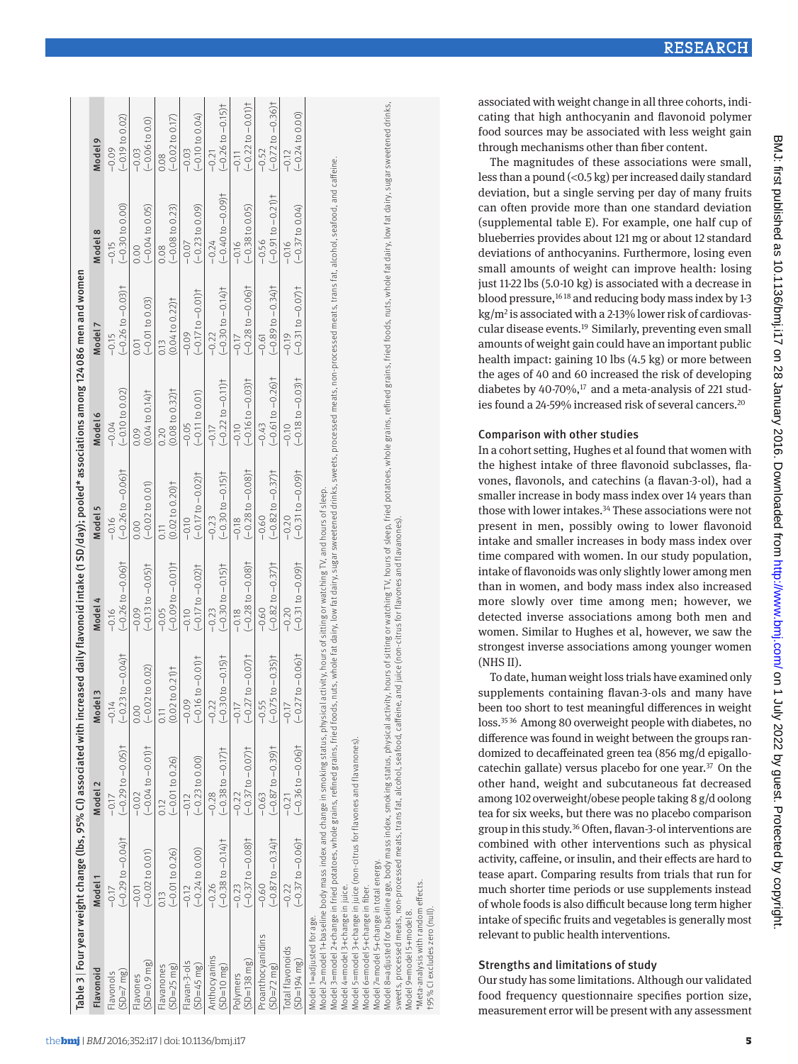Table 3 | Four year weight change (lbs, 95% CI) associated with increased daily flavonoid intake (1 SD/day); pooled* associations among 124 086 men and women

| Flavonoid | Model 1 | Model 2 | Model 3 | Model 4 | Model 5 | Model 6 | Model 7 | Model 8 | Model 9 |
|---|---|---|---|---|---|---|---|---|---|
| Flavonols (SD=7 mg) | −0.17 (−0.29 to −0.04)† | −0.17 (−0.29 to −0.05)† | −0.14 (−0.23 to −0.04)† | −0.16 (−0.26 to −0.06)† | −0.16 (−0.26 to −0.06)† | −0.04 (−0.10 to 0.02) | −0.15 (−0.26 to −0.03)† | −0.15 (−0.30 to 0.00) | −0.09 (−0.19 to 0.02) |
| Flavones (SD=0.9 mg) | −0.01 (−0.02 to 0.01) | −0.02 (−0.04 to −0.01)† | 0.00 (−0.02 to 0.02) | −0.09 (−0.13 to −0.05)† | 0.00 (−0.02 to 0.01) | 0.09 (0.04 to 0.14)† | 0.01 (−0.01 to 0.03) | 0.00 (−0.04 to 0.05) | −0.03 (−0.06 to 0.0) |
| Flavanones (SD=25 mg) | 0.13 (−0.01 to 0.26) | 0.12 (−0.01 to 0.26) | 0.11 (0.02 to 0.21)† | −0.05 (−0.09 to −0.01)† | 0.11 (0.02 to 0.20)† | 0.20 (0.08 to 0.32)† | 0.13 (0.04 to 0.22)† | 0.08 (−0.08 to 0.23) | 0.08 (−0.02 to 0.17) |
| Flavan-3-ols (SD=45 mg) | −0.12 (−0.24 to 0.00) | −0.12 (−0.23 to 0.00) | −0.09 (−0.16 to −0.01)† | −0.10 (−0.17 to −0.02)† | −0.10 (−0.17 to −0.02)† | −0.05 (−0.11 to 0.01) | −0.09 (−0.17 to −0.01)† | −0.07 (−0.23 to 0.09) | −0.03 (−0.10 to 0.04) |
| Anthocyanins (SD=10 mg) | −0.26 (−0.38 to −0.14)† | −0.28 (−0.38 to −0.17)† | −0.22 (−0.30 to −0.15)† | −0.23 (−0.30 to −0.15)† | −0.23 (−0.30 to −0.15)† | −0.17 (−0.22 to −0.11)† | −0.22 (−0.30 to −0.14)† | −0.24 (−0.40 to −0.09)† | −0.21 (−0.26 to −0.15)† |
| Polymers (SD=138 mg) | −0.23 (−0.37 to −0.08)† | −0.22 (−0.37 to −0.07)† | −0.17 (−0.27 to −0.07)† | −0.18 (−0.28 to −0.08)† | −0.18 (−0.28 to −0.08)† | −0.10 (−0.16 to −0.03)† | −0.17 (−0.28 to −0.06)† | −0.16 (−0.38 to 0.05) | −0.11 (−0.22 to −0.01)† |
| Proanthocyanidins (SD=72 mg) | −0.60 (−0.87 to −0.34)† | −0.63 (−0.87 to −0.39)† | −0.55 (−0.75 to −0.35)† | −0.60 (−0.82 to −0.37)† | −0.60 (−0.82 to −0.37)† | −0.43 (−0.61 to −0.26)† | −0.61 (−0.89 to −0.34)† | −0.56 (−0.91 to −0.21)† | −0.52 (−0.72 to −0.36)† |
| Total flavonoids (SD=194 mg) | −0.22 (−0.37 to −0.06)† | −0.21 (−0.36 to −0.06)† | −0.17 (−0.27 to −0.06)† | −0.20 (−0.31 to −0.09)† | −0.20 (−0.31 to −0.09)† | −0.10 (−0.18 to −0.03)† | −0.19 (−0.31 to −0.07)† | −0.16 (−0.37 to 0.04) | −0.12 (−0.24 to 0.00) |

Model 1=adjusted for age.
Model 2=model 1+baseline body mass index and change in smoking status, physical activity, hours of sitting or watching TV, and hours of sleep.
Model 3=model 2+change in fried potatoes, whole grains, refined grains, fried foods, nuts, whole fat dairy, low fat dairy, sugar sweetened drinks, sweets, processed meats, non-processed meats, trans fat, alcohol, seafood, and caffeine.
Model 4=model 3+change in juice.
Model 5=model 3+change in juice (non-citrus for flavones and flavanones).
Model 6=model 5+change in fiber.
Model 7=model 5+change in total energy.
Model 8=adjusted for baseline age, body mass index, smoking status, physical activity, hours of sitting or watching TV, hours of sleep, fried potatoes, whole grains, refined grains, fried foods, nuts, whole fat dairy, low fat dairy, sugar sweetened drinks, sweets, processed meats, non-processed meats, trans fat, alcohol, seafood, caffeine, and juice (non-citrus for flavones and flavanones).
Model 9=model 8.
*Meta-analysis with random effects.
†95% CI excludes zero (null).

associated with weight change in all three cohorts, indicating that high anthocyanin and flavonoid polymer food sources may be associated with less weight gain through mechanisms other than fiber content.

The magnitudes of these associations were small, less than a pound (<0.5 kg) per increased daily standard deviation, but a single serving per day of many fruits can often provide more than one standard deviation (supplemental table E). For example, one half cup of blueberries provides about 121 mg or about 12 standard deviations of anthocyanins. Furthermore, losing even small amounts of weight can improve health: losing just 11-22 lbs (5.0-10 kg) is associated with a decrease in blood pressure,[16,18] and reducing body mass index by 1-3 kg/m$^2$ is associated with a 2-13% lower risk of cardiovascular disease events.[19] Similarly, preventing even small amounts of weight gain could have an important public health impact: gaining 10 lbs (4.5 kg) or more between the ages of 40 and 60 increased the risk of developing diabetes by 40-70%,[17] and a meta-analysis of 221 studies found a 24-59% increased risk of several cancers.[20]

## Comparison with other studies

In a cohort setting, Hughes et al found that women with the highest intake of three flavonoid subclasses, flavones, flavonols, and catechins (a flavan-3-ol), had a smaller increase in body mass index over 14 years than those with lower intakes.[34] These associations were not present in men, possibly owing to lower flavonoid intake and smaller increases in body mass index over time compared with women. In our study population, intake of flavonoids was only slightly lower among men than in women, and body mass index also increased more slowly over time among men; however, we detected inverse associations among both men and women. Similar to Hughes et al, however, we saw the strongest inverse associations among younger women (NHS II).

To date, human weight loss trials have examined only supplements containing flavan-3-ols and many have been too short to test meaningful differences in weight loss.[35,36] Among 80 overweight people with diabetes, no difference was found in weight between the groups randomized to decaffeinated green tea (856 mg/d epigallocatechin gallate) versus placebo for one year.[37] On the other hand, weight and subcutaneous fat decreased among 102 overweight/obese people taking 8 g/d oolong tea for six weeks, but there was no placebo comparison group in this study.[36] Often, flavan-3-ol interventions are combined with other interventions such as physical activity, caffeine, or insulin, and their effects are hard to tease apart. Comparing results from trials that run for much shorter time periods or use supplements instead of whole foods is also difficult because long term higher intake of specific fruits and vegetables is generally most relevant to public health interventions.

## Strengths and limitations of study

Our study has some limitations. Although our validated food frequency questionnaire specifies portion size, measurement error will be present with any assessment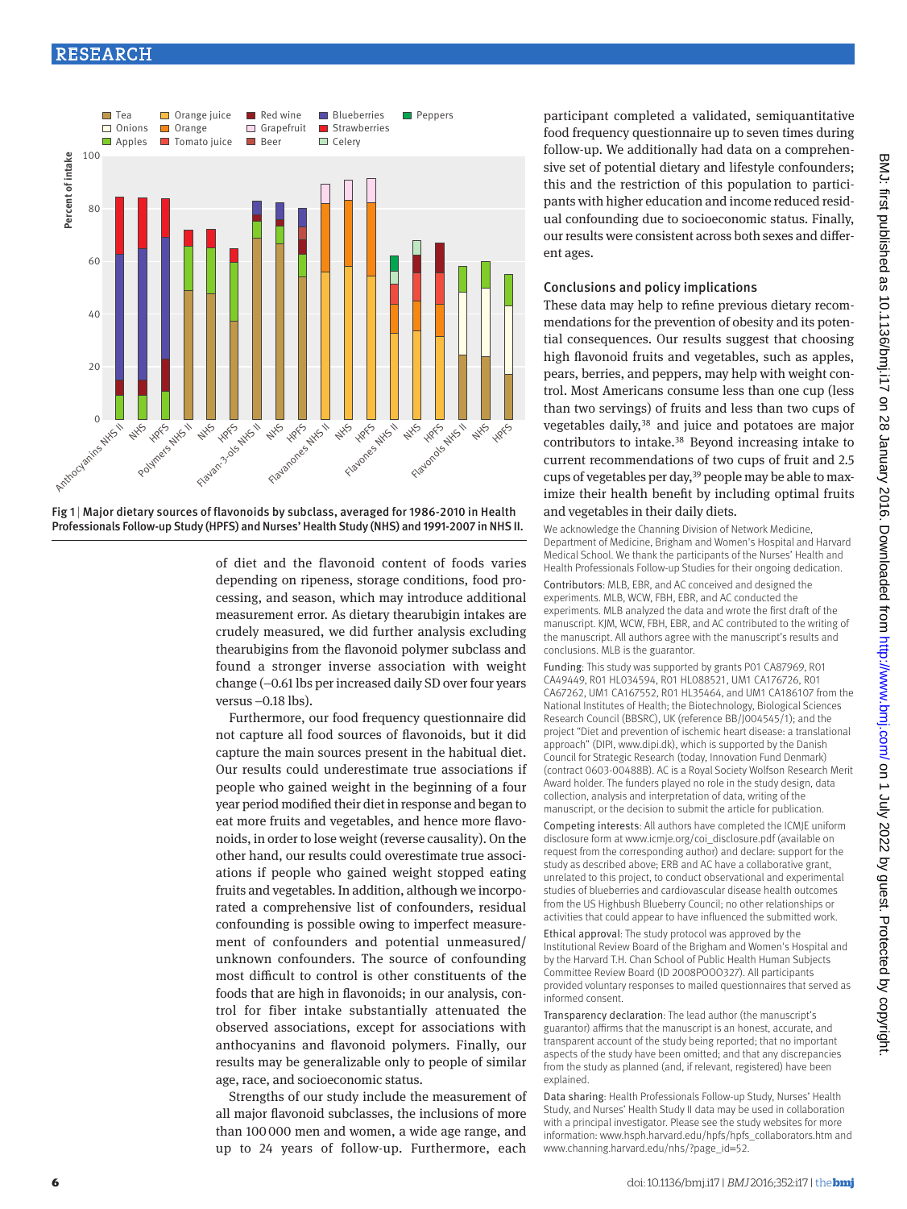Fig 1 | Major dietary sources of flavonoids by subclass, averaged for 1986-2010 in Health Professionals Follow-up Study (HPFS) and Nurses' Health Study (NHS) and 1991-2007 in NHS II.

of diet and the flavonoid content of foods varies depending on ripeness, storage conditions, food processing, and season, which may introduce additional measurement error. As dietary thearubigin intakes are crudely measured, we did further analysis excluding thearubigins from the flavonoid polymer subclass and found a stronger inverse association with weight change (−0.61 lbs per increased daily SD over four years versus −0.18 lbs).

Furthermore, our food frequency questionnaire did not capture all food sources of flavonoids, but it did capture the main sources present in the habitual diet. Our results could underestimate true associations if people who gained weight in the beginning of a four year period modified their diet in response and began to eat more fruits and vegetables, and hence more flavonoids, in order to lose weight (reverse causality). On the other hand, our results could overestimate true associations if people who gained weight stopped eating fruits and vegetables. In addition, although we incorporated a comprehensive list of confounders, residual confounding is possible owing to imperfect measurement of confounders and potential unmeasured/unknown confounders. The source of confounding most difficult to control is other constituents of the foods that are high in flavonoids; in our analysis, control for fiber intake substantially attenuated the observed associations, except for associations with anthocyanins and flavonoid polymers. Finally, our results may be generalizable only to people of similar age, race, and socioeconomic status.

Strengths of our study include the measurement of all major flavonoid subclasses, the inclusions of more than 100 000 men and women, a wide age range, and up to 24 years of follow-up. Furthermore, each participant completed a validated, semiquantitative food frequency questionnaire up to seven times during follow-up. We additionally had data on a comprehensive set of potential dietary and lifestyle confounders; this and the restriction of this population to participants with higher education and income reduced residual confounding due to socioeconomic status. Finally, our results were consistent across both sexes and different ages.

## Conclusions and policy implications

These data may help to refine previous dietary recommendations for the prevention of obesity and its potential consequences. Our results suggest that choosing high flavonoid fruits and vegetables, such as apples, pears, berries, and peppers, may help with weight control. Most Americans consume less than one cup (less than two servings) of fruits and less than two cups of vegetables daily,[38] and juice and potatoes are major contributors to intake.[38] Beyond increasing intake to current recommendations of two cups of fruit and 2.5 cups of vegetables per day,[39] people may be able to maximize their health benefit by including optimal fruits and vegetables in their daily diets.

We acknowledge the Channing Division of Network Medicine, Department of Medicine, Brigham and Women's Hospital and Harvard Medical School. We thank the participants of the Nurses' Health and Health Professionals Follow-up Studies for their ongoing dedication.

**Contributors**: MLB, EBR, and AC conceived and designed the experiments. MLB, WCW, FBH, EBR, and AC conducted the experiments. MLB analyzed the data and wrote the first draft of the manuscript. KJM, WCW, FBH, EBR, and AC contributed to the writing of the manuscript. All authors agree with the manuscript's results and conclusions. MLB is the guarantor.

**Funding**: This study was supported by grants P01 CA87969, R01 CA49449, R01 HL034594, R01 HL088521, UM1 CA176726, R01 CA67262, UM1 CA167552, R01 HL35464, and UM1 CA186107 from the National Institutes of Health; the Biotechnology, Biological Sciences Research Council (BBSRC), UK (reference BB/J004545/1); and the project "Diet and prevention of ischemic heart disease: a translational approach" (DIPI, www.dipi.dk), which is supported by the Danish Council for Strategic Research (today, Innovation Fund Denmark) (contract 0603-00488B). AC is a Royal Society Wolfson Research Merit Award holder. The funders played no role in the study design, data collection, analysis and interpretation of data, writing of the manuscript, or the decision to submit the article for publication.

**Competing interests**: All authors have completed the ICMJE uniform disclosure form at www.icmje.org/coi_disclosure.pdf (available on request from the corresponding author) and declare: support for the study as described above; ERB and AC have a collaborative grant, unrelated to this project, to conduct observational and experimental studies of blueberries and cardiovascular disease health outcomes from the US Highbush Blueberry Council; no other relationships or activities that could appear to have influenced the submitted work.

**Ethical approval**: The study protocol was approved by the Institutional Review Board of the Brigham and Women's Hospital and by the Harvard T.H. Chan School of Public Health Human Subjects Committee Review Board (ID 2008P000327). All participants provided voluntary responses to mailed questionnaires that served as informed consent.

**Transparency declaration**: The lead author (the manuscript's guarantor) affirms that the manuscript is an honest, accurate, and transparent account of the study being reported; that no important aspects of the study have been omitted; and that any discrepancies from the study as planned (and, if relevant, registered) have been explained.

**Data sharing**: Health Professionals Follow-up Study, Nurses' Health Study, and Nurses' Health Study II data may be used in collaboration with a principal investigator. Please see the study websites for more information: www.hsph.harvard.edu/hpfs/hpfs_collaborators.htm and www.channing.harvard.edu/nhs/?page_id=52.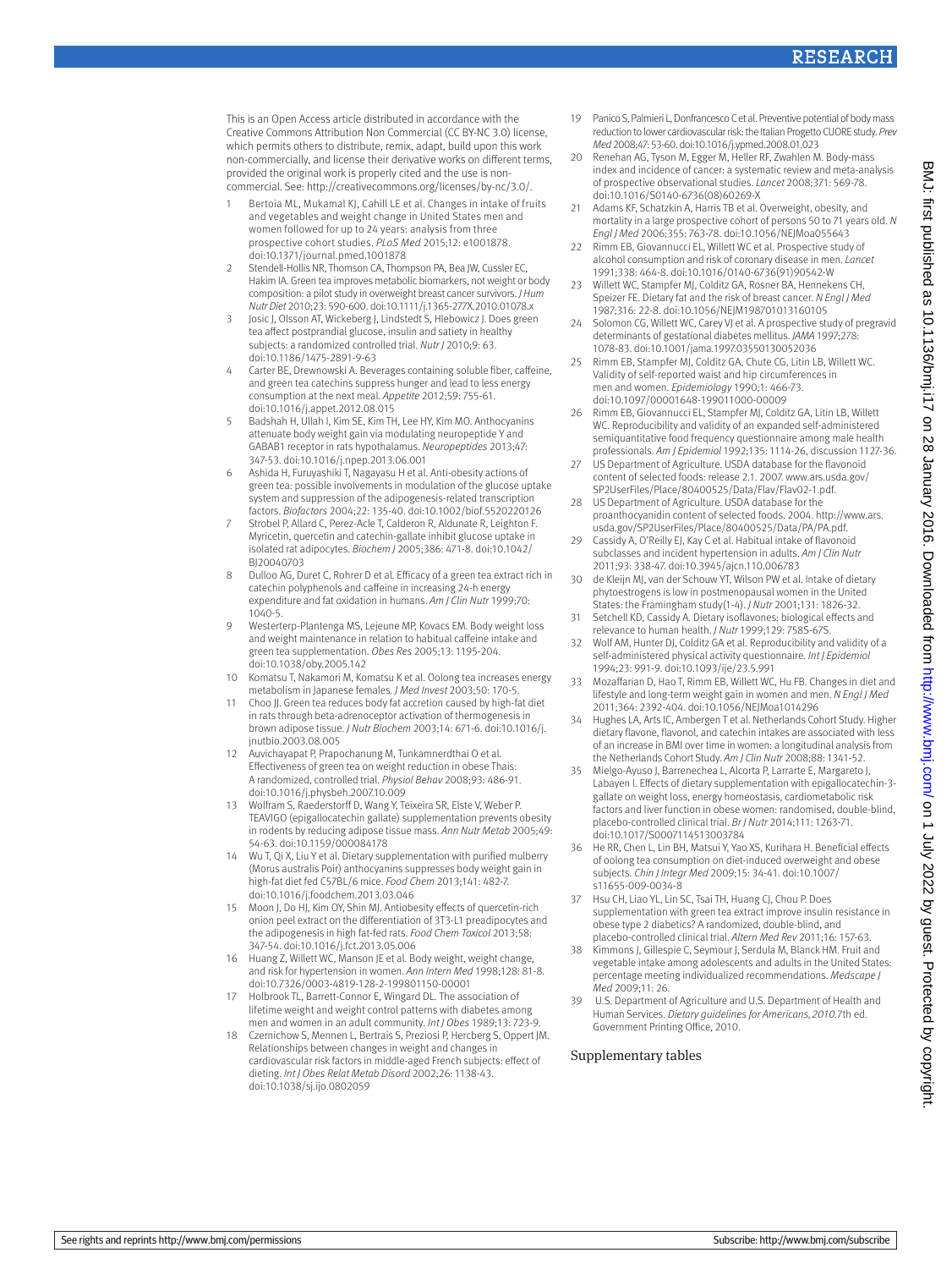This is an Open Access article distributed in accordance with the Creative Commons Attribution Non Commercial (CC BY-NC 3.0) license, which permits others to distribute, remix, adapt, build upon this work non-commercially, and license their derivative works on different terms, provided the original work is properly cited and the use is non-commercial. See: http://creativecommons.org/licenses/by-nc/3.0/.

1. Bertoia ML, Mukamal KJ, Cahill LE et al. Changes in intake of fruits and vegetables and weight change in United States men and women followed for up to 24 years: analysis from three prospective cohort studies. *PLoS Med* 2015;12: e1001878. doi:10.1371/journal.pmed.1001878
2. Stendell-Hollis NR, Thomson CA, Thompson PA, Bea JW, Cussler EC, Hakim IA. Green tea improves metabolic biomarkers, not weight or body composition: a pilot study in overweight breast cancer survivors. *J Hum Nutr Diet* 2010;23: 590-600. doi:10.1111/j.1365-277X.2010.01078.x
3. Josic J, Olsson AT, Wickeberg J, Lindstedt S, Hlebowicz J. Does green tea affect postprandial glucose, insulin and satiety in healthy subjects: a randomized controlled trial. *Nutr J* 2010;9: 63. doi:10.1186/1475-2891-9-63
4. Carter BE, Drewnowski A. Beverages containing soluble fiber, caffeine, and green tea catechins suppress hunger and lead to less energy consumption at the next meal. *Appetite* 2012;59: 755-61. doi:10.1016/j.appet.2012.08.015
5. Badshah H, Ullah I, Kim SE, Kim TH, Lee HY, Kim MO. Anthocyanins attenuate body weight gain via modulating neuropeptide Y and GABAB1 receptor in rats hypothalamus. *Neuropeptides* 2013;47: 347-53. doi:10.1016/j.npep.2013.06.001
6. Ashida H, Furuyashiki T, Nagayasu H et al. Anti-obesity actions of green tea: possible involvements in modulation of the glucose uptake system and suppression of the adipogenesis-related transcription factors. *Biofactors* 2004;22: 135-40. doi:10.1002/biof.5520220126
7. Strobel P, Allard C, Perez-Acle T, Calderon R, Aldunate R, Leighton F. Myricetin, quercetin and catechin-gallate inhibit glucose uptake in isolated rat adipocytes. *Biochem J* 2005;386: 471-8. doi:10.1042/BJ20040703
8. Dulloo AG, Duret C, Rohrer D et al. Efficacy of a green tea extract rich in catechin polyphenols and caffeine in increasing 24-h energy expenditure and fat oxidation in humans. *Am J Clin Nutr* 1999;70: 1040-5.
9. Westerterp-Plantenga MS, Lejeune MP, Kovacs EM. Body weight loss and weight maintenance in relation to habitual caffeine intake and green tea supplementation. *Obes Res* 2005;13: 1195-204. doi:10.1038/oby.2005.142
10. Komatsu T, Nakamori M, Komatsu K et al. Oolong tea increases energy metabolism in Japanese females. *J Med Invest* 2003;50: 170-5.
11. Choo JJ. Green tea reduces body fat accretion caused by high-fat diet in rats through beta-adrenoceptor activation of thermogenesis in brown adipose tissue. *J Nutr Biochem* 2003;14: 671-6. doi:10.1016/j.jnutbio.2003.08.005
12. Auvichayapat P, Prapochanung M, Tunkamnerdthai O et al. Effectiveness of green tea on weight reduction in obese Thais: A randomized, controlled trial. *Physiol Behav* 2008;93: 486-91. doi:10.1016/j.physbeh.2007.10.009
13. Wolfram S, Raederstorff D, Wang Y, Teixeira SR, Elste V, Weber P. TEAVIGO (epigallocatechin gallate) supplementation prevents obesity in rodents by reducing adipose tissue mass. *Ann Nutr Metab* 2005;49: 54-63. doi:10.1159/000084178
14. Wu T, Qi X, Liu Y et al. Dietary supplementation with purified mulberry (Morus australis Poir) anthocyanins suppresses body weight gain in high-fat diet fed C57BL/6 mice. *Food Chem* 2013;141: 482-7. doi:10.1016/j.foodchem.2013.03.046
15. Moon J, Do HJ, Kim OY, Shin MJ. Antiobesity effects of quercetin-rich onion peel extract on the differentiation of 3T3-L1 preadipocytes and the adipogenesis in high fat-fed rats. *Food Chem Toxicol* 2013;58: 347-54. doi:10.1016/j.fct.2013.05.006
16. Huang Z, Willett WC, Manson JE et al. Body weight, weight change, and risk for hypertension in women. *Ann Intern Med* 1998;128: 81-8. doi:10.7326/0003-4819-128-2-199801150-00001
17. Holbrook TL, Barrett-Connor E, Wingard DL. The association of lifetime weight and weight control patterns with diabetes among men and women in an adult community. *Int J Obes* 1989;13: 723-9.
18. Czernichow S, Mennen L, Bertrais S, Preziosi P, Hercberg S, Oppert JM. Relationships between changes in weight and changes in cardiovascular risk factors in middle-aged French subjects: effect of dieting. *Int J Obes Relat Metab Disord* 2002;26: 1138-43. doi:10.1038/sj.ijo.0802059
19. Panico S, Palmieri L, Donfrancesco C et al. Preventive potential of body mass reduction to lower cardiovascular risk: the Italian Progetto CUORE study. *Prev Med* 2008;47: 53-60. doi:10.1016/j.ypmed.2008.01.023
20. Renehan AG, Tyson M, Egger M, Heller RF, Zwahlen M. Body-mass index and incidence of cancer: a systematic review and meta-analysis of prospective observational studies. *Lancet* 2008;371: 569-78. doi:10.1016/S0140-6736(08)60269-X
21. Adams KF, Schatzkin A, Harris TB et al. Overweight, obesity, and mortality in a large prospective cohort of persons 50 to 71 years old. *N Engl J Med* 2006;355: 763-78. doi:10.1056/NEJMoa055643
22. Rimm EB, Giovannucci EL, Willett WC et al. Prospective study of alcohol consumption and risk of coronary disease in men. *Lancet* 1991;338: 464-8. doi:10.1016/0140-6736(91)90542-W
23. Willett WC, Stampfer MJ, Colditz GA, Rosner BA, Hennekens CH, Speizer FE. Dietary fat and the risk of breast cancer. *N Engl J Med* 1987;316: 22-8. doi:10.1056/NEJM198701013160105
24. Solomon CG, Willett WC, Carey VJ et al. A prospective study of pregravid determinants of gestational diabetes mellitus. *JAMA* 1997;278: 1078-83. doi:10.1001/jama.1997.03550130052036
25. Rimm EB, Stampfer MJ, Colditz GA, Chute CG, Litin LB, Willett WC. Validity of self-reported waist and hip circumferences in men and women. *Epidemiology* 1990;1: 466-73. doi:10.1097/00001648-199011000-00009
26. Rimm EB, Giovannucci EL, Stampfer MJ, Colditz GA, Litin LB, Willett WC. Reproducibility and validity of an expanded self-administered semiquantitative food frequency questionnaire among male health professionals. *Am J Epidemiol* 1992;135: 1114-26, discussion 1127-36.
27. US Department of Agriculture. USDA database for the flavonoid content of selected foods: release 2.1. 2007. www.ars.usda.gov/SP2UserFiles/Place/80400525/Data/Flav/Flav02-1.pdf.
28. US Department of Agriculture. USDA database for the proanthocyanidin content of selected foods. 2004. http://www.ars.usda.gov/SP2UserFiles/Place/80400525/Data/PA/PA.pdf.
29. Cassidy A, O'Reilly EJ, Kay C et al. Habitual intake of flavonoid subclasses and incident hypertension in adults. *Am J Clin Nutr* 2011;93: 338-47. doi:10.3945/ajcn.110.006783
30. de Kleijn MJ, van der Schouw YT, Wilson PW et al. Intake of dietary phytoestrogens is low in postmenopausal women in the United States: the Framingham study(1-4). *J Nutr* 2001;131: 1826-32.
31. Setchell KD, Cassidy A. Dietary isoflavones: biological effects and relevance to human health. *J Nutr* 1999;129: 758S-67S.
32. Wolf AM, Hunter DJ, Colditz GA et al. Reproducibility and validity of a self-administered physical activity questionnaire. *Int J Epidemiol* 1994;23: 991-9. doi:10.1093/ije/23.5.991
33. Mozaffarian D, Hao T, Rimm EB, Willett WC, Hu FB. Changes in diet and lifestyle and long-term weight gain in women and men. *N Engl J Med* 2011;364: 2392-404. doi:10.1056/NEJMoa1014296
34. Hughes LA, Arts IC, Ambergen T et al. Netherlands Cohort Study. Higher dietary flavone, flavonol, and catechin intakes are associated with less of an increase in BMI over time in women: a longitudinal analysis from the Netherlands Cohort Study. *Am J Clin Nutr* 2008;88: 1341-52.
35. Mielgo-Ayuso J, Barrenechea L, Alcorta P, Larrarte E, Margareto J, Labayen I. Effects of dietary supplementation with epigallocatechin-3-gallate on weight loss, energy homeostasis, cardiometabolic risk factors and liver function in obese women: randomised, double-blind, placebo-controlled clinical trial. *Br J Nutr* 2014;111: 1263-71. doi:10.1017/S0007114513003784
36. He RR, Chen L, Lin BH, Matsui Y, Yao XS, Kurihara H. Beneficial effects of oolong tea consumption on diet-induced overweight and obese subjects. *Chin J Integr Med* 2009;15: 34-41. doi:10.1007/s11655-009-0034-8
37. Hsu CH, Liao YL, Lin SC, Tsai TH, Huang CJ, Chou P. Does supplementation with green tea extract improve insulin resistance in obese type 2 diabetics? A randomized, double-blind, and placebo-controlled clinical trial. *Altern Med Rev* 2011;16: 157-63.
38. Kimmons J, Gillespie C, Seymour J, Serdula M, Blanck HM. Fruit and vegetable intake among adolescents and adults in the United States: percentage meeting individualized recommendations. *Medscape J Med* 2009;11: 26.
39. U.S. Department of Agriculture and U.S. Department of Health and Human Services. *Dietary guidelines for Americans, 2010*.7th ed. Government Printing Office, 2010.

## Supplementary tables